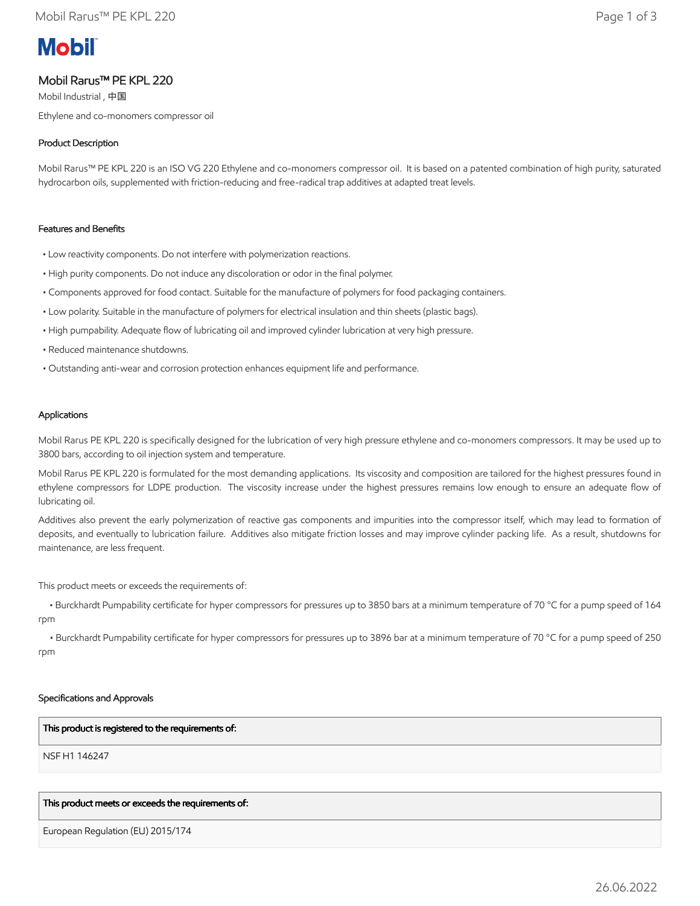# Mobil Rarus™ PE KPL 220

Mobil Industrial , 中国

Ethylene and co-monomers compressor oil

## Product Description

Mobil Rarus™ PE KPL 220 is an ISO VG 220 Ethylene and co-monomers compressor oil. It is based on a patented combination of high purity, saturated hydrocarbon oils, supplemented with friction-reducing and free-radical trap additives at adapted treat levels.

## Features and Benefits

- Low reactivity components. Do not interfere with polymerization reactions.
- High purity components. Do not induce any discoloration or odor in the final polymer.
- Components approved for food contact. Suitable for the manufacture of polymers for food packaging containers.
- Low polarity. Suitable in the manufacture of polymers for electrical insulation and thin sheets (plastic bags).
- High pumpability. Adequate flow of lubricating oil and improved cylinder lubrication at very high pressure.
- Reduced maintenance shutdowns.
- Outstanding anti-wear and corrosion protection enhances equipment life and performance.

## Applications

Mobil Rarus PE KPL 220 is specifically designed for the lubrication of very high pressure ethylene and co-monomers compressors. It may be used up to 3800 bars, according to oil injection system and temperature.

Mobil Rarus PE KPL 220 is formulated for the most demanding applications. Its viscosity and composition are tailored for the highest pressures found in ethylene compressors for LDPE production. The viscosity increase under the highest pressures remains low enough to ensure an adequate flow of lubricating oil.

Additives also prevent the early polymerization of reactive gas components and impurities into the compressor itself, which may lead to formation of deposits, and eventually to lubrication failure. Additives also mitigate friction losses and may improve cylinder packing life. As a result, shutdowns for maintenance, are less frequent.

This product meets or exceeds the requirements of:

- Burckhardt Pumpability certificate for hyper compressors for pressures up to 3850 bars at a minimum temperature of 70 °C for a pump speed of 164 rpm
- Burckhardt Pumpability certificate for hyper compressors for pressures up to 3896 bar at a minimum temperature of 70 °C for a pump speed of 250 rpm

## Specifications and Approvals

| This product is registered to the requirements of: |
|---|
| NSF H1 146247 |

| This product meets or exceeds the requirements of: |
|---|
| European Regulation (EU) 2015/174 |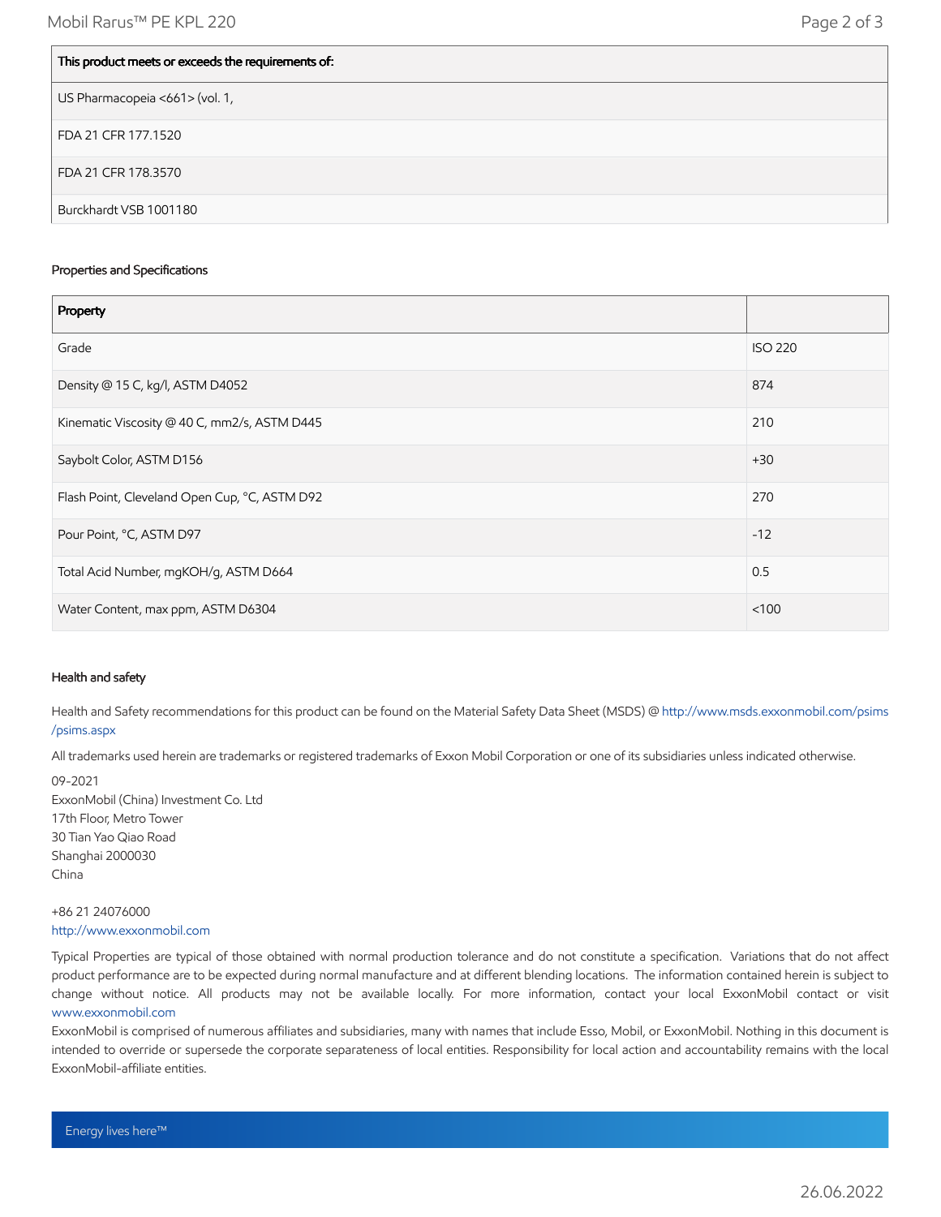| This product meets or exceeds the requirements of: |
| --- |
| US Pharmacopeia <661> (vol. 1, |
| FDA 21 CFR 177.1520 |
| FDA 21 CFR 178.3570 |
| Burckhardt VSB 1001180 |

### Properties and Specifications

| Property | |
| --- | --- |
| Grade | ISO 220 |
| Density @ 15 C, kg/l, ASTM D4052 | 874 |
| Kinematic Viscosity @ 40 C, mm2/s, ASTM D445 | 210 |
| Saybolt Color, ASTM D156 | +30 |
| Flash Point, Cleveland Open Cup, °C, ASTM D92 | 270 |
| Pour Point, °C, ASTM D97 | -12 |
| Total Acid Number, mgKOH/g, ASTM D664 | 0.5 |
| Water Content, max ppm, ASTM D6304 | <100 |

### Health and safety

Health and Safety recommendations for this product can be found on the Material Safety Data Sheet (MSDS) @ http://www.msds.exxonmobil.com/psims/psims.aspx

All trademarks used herein are trademarks or registered trademarks of Exxon Mobil Corporation or one of its subsidiaries unless indicated otherwise.

09-2021
ExxonMobil (China) Investment Co. Ltd
17th Floor, Metro Tower
30 Tian Yao Qiao Road
Shanghai 2000030
China

+86 21 24076000
http://www.exxonmobil.com

Typical Properties are typical of those obtained with normal production tolerance and do not constitute a specification. Variations that do not affect product performance are to be expected during normal manufacture and at different blending locations. The information contained herein is subject to change without notice. All products may not be available locally. For more information, contact your local ExxonMobil contact or visit www.exxonmobil.com

ExxonMobil is comprised of numerous affiliates and subsidiaries, many with names that include Esso, Mobil, or ExxonMobil. Nothing in this document is intended to override or supersede the corporate separateness of local entities. Responsibility for local action and accountability remains with the local ExxonMobil-affiliate entities.

Energy lives here™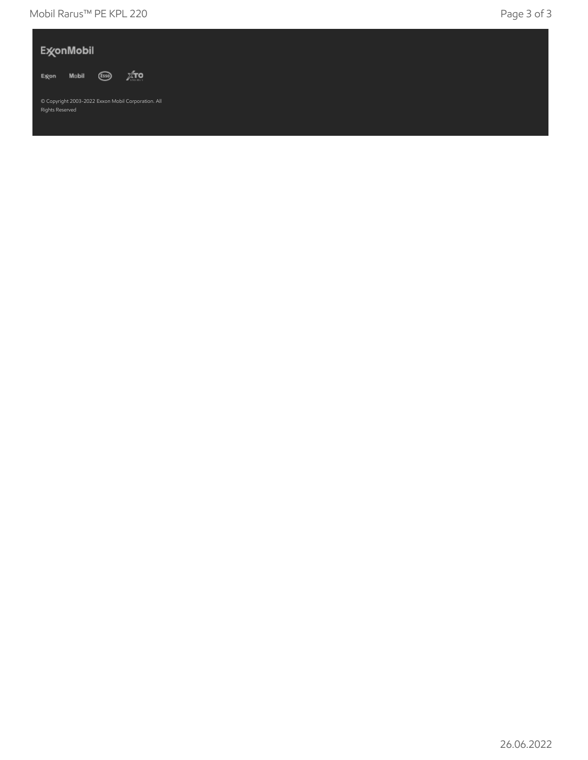ExxonMobil

Exxon Mobil Esso XTO

© Copyright 2003-2022 Exxon Mobil Corporation. All Rights Reserved